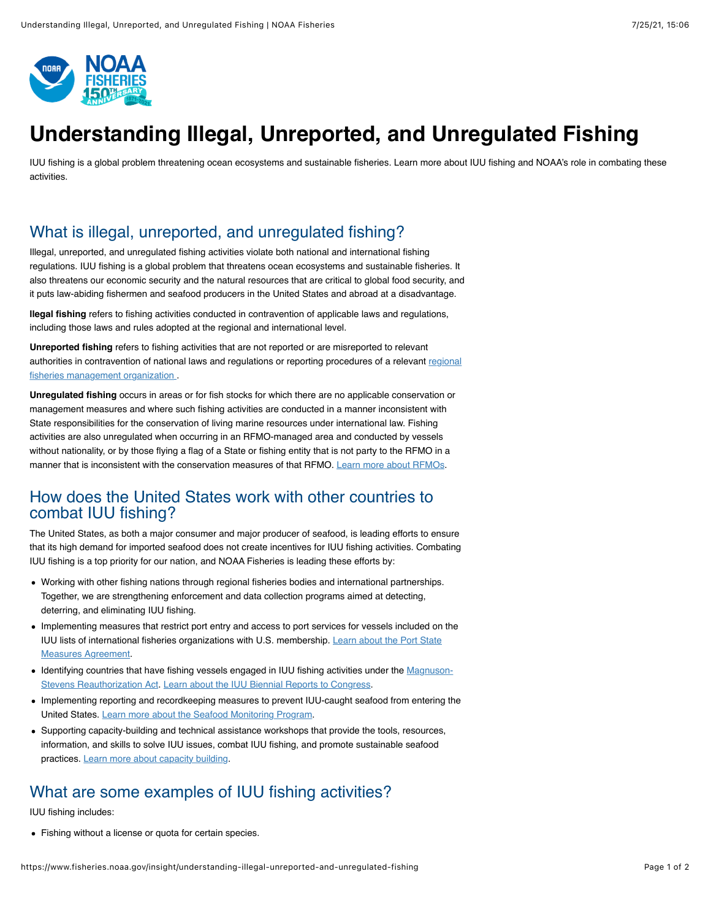# Understanding Illegal, Unreported, and Unregulated Fishing

IUU fishing is a global problem threatening ocean ecosystems and sustainable fisheries. Learn more about IUU fishing and NOAA's role in combating these activities.

## What is illegal, unreported, and unregulated fishing?

Illegal, unreported, and unregulated fishing activities violate both national and international fishing regulations. IUU fishing is a global problem that threatens ocean ecosystems and sustainable fisheries. It also threatens our economic security and the natural resources that are critical to global food security, and it puts law-abiding fishermen and seafood producers in the United States and abroad at a disadvantage.

**llegal fishing** refers to fishing activities conducted in contravention of applicable laws and regulations, including those laws and rules adopted at the regional and international level.

**Unreported fishing** refers to fishing activities that are not reported or are misreported to relevant authorities in contravention of national laws and regulations or reporting procedures of a relevant regional fisheries management organization .

**Unregulated fishing** occurs in areas or for fish stocks for which there are no applicable conservation or management measures and where such fishing activities are conducted in a manner inconsistent with State responsibilities for the conservation of living marine resources under international law. Fishing activities are also unregulated when occurring in an RFMO-managed area and conducted by vessels without nationality, or by those flying a flag of a State or fishing entity that is not party to the RFMO in a manner that is inconsistent with the conservation measures of that RFMO. Learn more about RFMOs.

## How does the United States work with other countries to combat IUU fishing?

The United States, as both a major consumer and major producer of seafood, is leading efforts to ensure that its high demand for imported seafood does not create incentives for IUU fishing activities. Combating IUU fishing is a top priority for our nation, and NOAA Fisheries is leading these efforts by:

- Working with other fishing nations through regional fisheries bodies and international partnerships. Together, we are strengthening enforcement and data collection programs aimed at detecting, deterring, and eliminating IUU fishing.
- Implementing measures that restrict port entry and access to port services for vessels included on the IUU lists of international fisheries organizations with U.S. membership. Learn about the Port State Measures Agreement.
- Identifying countries that have fishing vessels engaged in IUU fishing activities under the Magnuson-Stevens Reauthorization Act. Learn about the IUU Biennial Reports to Congress.
- Implementing reporting and recordkeeping measures to prevent IUU-caught seafood from entering the United States. Learn more about the Seafood Monitoring Program.
- Supporting capacity-building and technical assistance workshops that provide the tools, resources, information, and skills to solve IUU issues, combat IUU fishing, and promote sustainable seafood practices. Learn more about capacity building.

## What are some examples of IUU fishing activities?

IUU fishing includes:

- Fishing without a license or quota for certain species.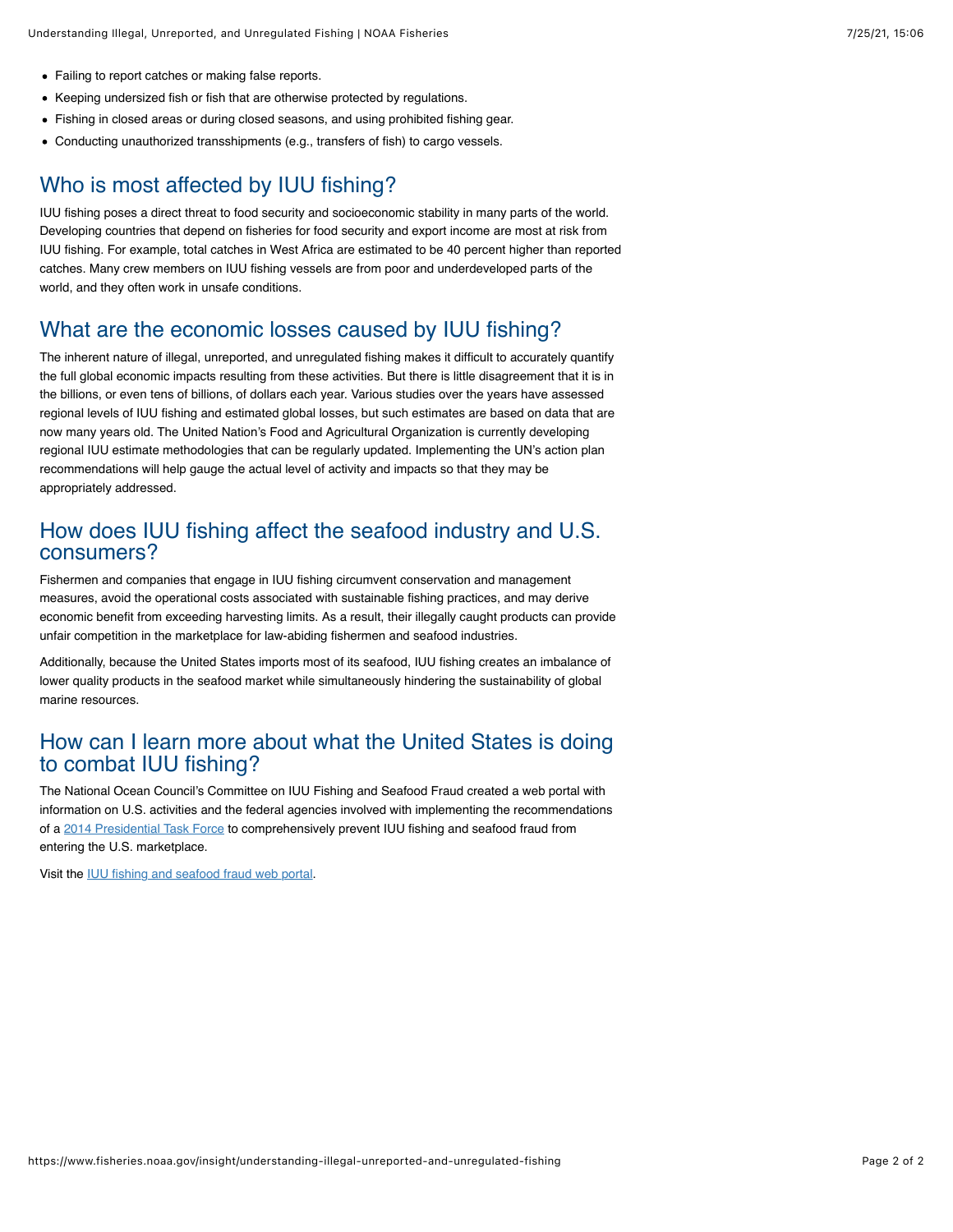- Failing to report catches or making false reports.
- Keeping undersized fish or fish that are otherwise protected by regulations.
- Fishing in closed areas or during closed seasons, and using prohibited fishing gear.
- Conducting unauthorized transshipments (e.g., transfers of fish) to cargo vessels.

## Who is most affected by IUU fishing?

IUU fishing poses a direct threat to food security and socioeconomic stability in many parts of the world. Developing countries that depend on fisheries for food security and export income are most at risk from IUU fishing. For example, total catches in West Africa are estimated to be 40 percent higher than reported catches. Many crew members on IUU fishing vessels are from poor and underdeveloped parts of the world, and they often work in unsafe conditions.

## What are the economic losses caused by IUU fishing?

The inherent nature of illegal, unreported, and unregulated fishing makes it difficult to accurately quantify the full global economic impacts resulting from these activities. But there is little disagreement that it is in the billions, or even tens of billions, of dollars each year. Various studies over the years have assessed regional levels of IUU fishing and estimated global losses, but such estimates are based on data that are now many years old. The United Nation's Food and Agricultural Organization is currently developing regional IUU estimate methodologies that can be regularly updated. Implementing the UN's action plan recommendations will help gauge the actual level of activity and impacts so that they may be appropriately addressed.

## How does IUU fishing affect the seafood industry and U.S. consumers?

Fishermen and companies that engage in IUU fishing circumvent conservation and management measures, avoid the operational costs associated with sustainable fishing practices, and may derive economic benefit from exceeding harvesting limits. As a result, their illegally caught products can provide unfair competition in the marketplace for law-abiding fishermen and seafood industries.

Additionally, because the United States imports most of its seafood, IUU fishing creates an imbalance of lower quality products in the seafood market while simultaneously hindering the sustainability of global marine resources.

## How can I learn more about what the United States is doing to combat IUU fishing?

The National Ocean Council's Committee on IUU Fishing and Seafood Fraud created a web portal with information on U.S. activities and the federal agencies involved with implementing the recommendations of a 2014 Presidential Task Force to comprehensively prevent IUU fishing and seafood fraud from entering the U.S. marketplace.

Visit the IUU fishing and seafood fraud web portal.